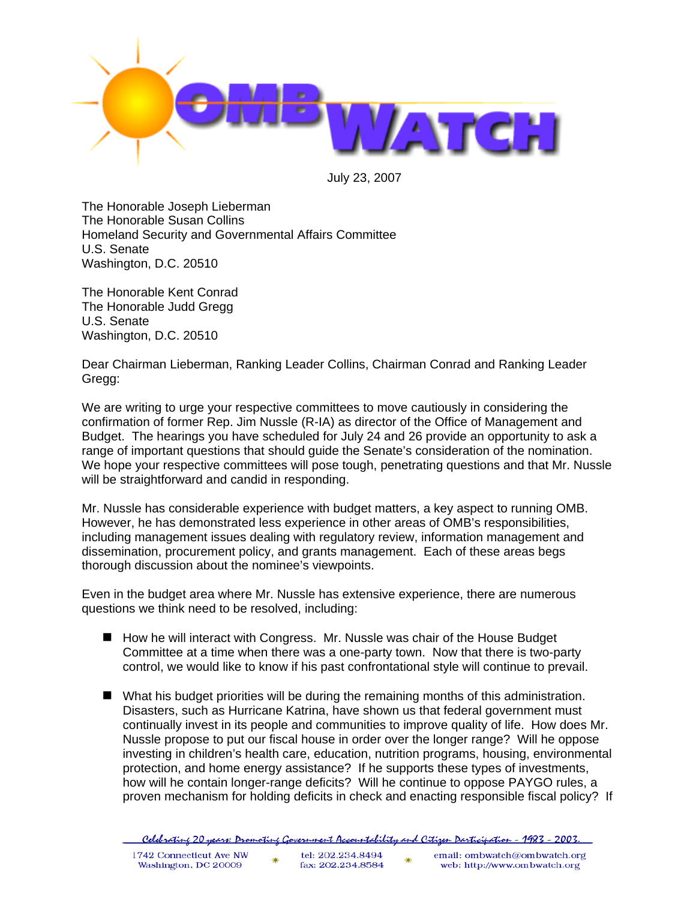# OMB WATCH

July 23, 2007

The Honorable Joseph Lieberman
The Honorable Susan Collins
Homeland Security and Governmental Affairs Committee
U.S. Senate
Washington, D.C. 20510

The Honorable Kent Conrad
The Honorable Judd Gregg
U.S. Senate
Washington, D.C. 20510

Dear Chairman Lieberman, Ranking Leader Collins, Chairman Conrad and Ranking Leader Gregg:

We are writing to urge your respective committees to move cautiously in considering the confirmation of former Rep. Jim Nussle (R-IA) as director of the Office of Management and Budget. The hearings you have scheduled for July 24 and 26 provide an opportunity to ask a range of important questions that should guide the Senate's consideration of the nomination. We hope your respective committees will pose tough, penetrating questions and that Mr. Nussle will be straightforward and candid in responding.

Mr. Nussle has considerable experience with budget matters, a key aspect to running OMB. However, he has demonstrated less experience in other areas of OMB's responsibilities, including management issues dealing with regulatory review, information management and dissemination, procurement policy, and grants management. Each of these areas begs thorough discussion about the nominee's viewpoints.

Even in the budget area where Mr. Nussle has extensive experience, there are numerous questions we think need to be resolved, including:

- How he will interact with Congress. Mr. Nussle was chair of the House Budget Committee at a time when there was a one-party town. Now that there is two-party control, we would like to know if his past confrontational style will continue to prevail.

- What his budget priorities will be during the remaining months of this administration. Disasters, such as Hurricane Katrina, have shown us that federal government must continually invest in its people and communities to improve quality of life. How does Mr. Nussle propose to put our fiscal house in order over the longer range? Will he oppose investing in children's health care, education, nutrition programs, housing, environmental protection, and home energy assistance? If he supports these types of investments, how will he contain longer-range deficits? Will he continue to oppose PAYGO rules, a proven mechanism for holding deficits in check and enacting responsible fiscal policy? If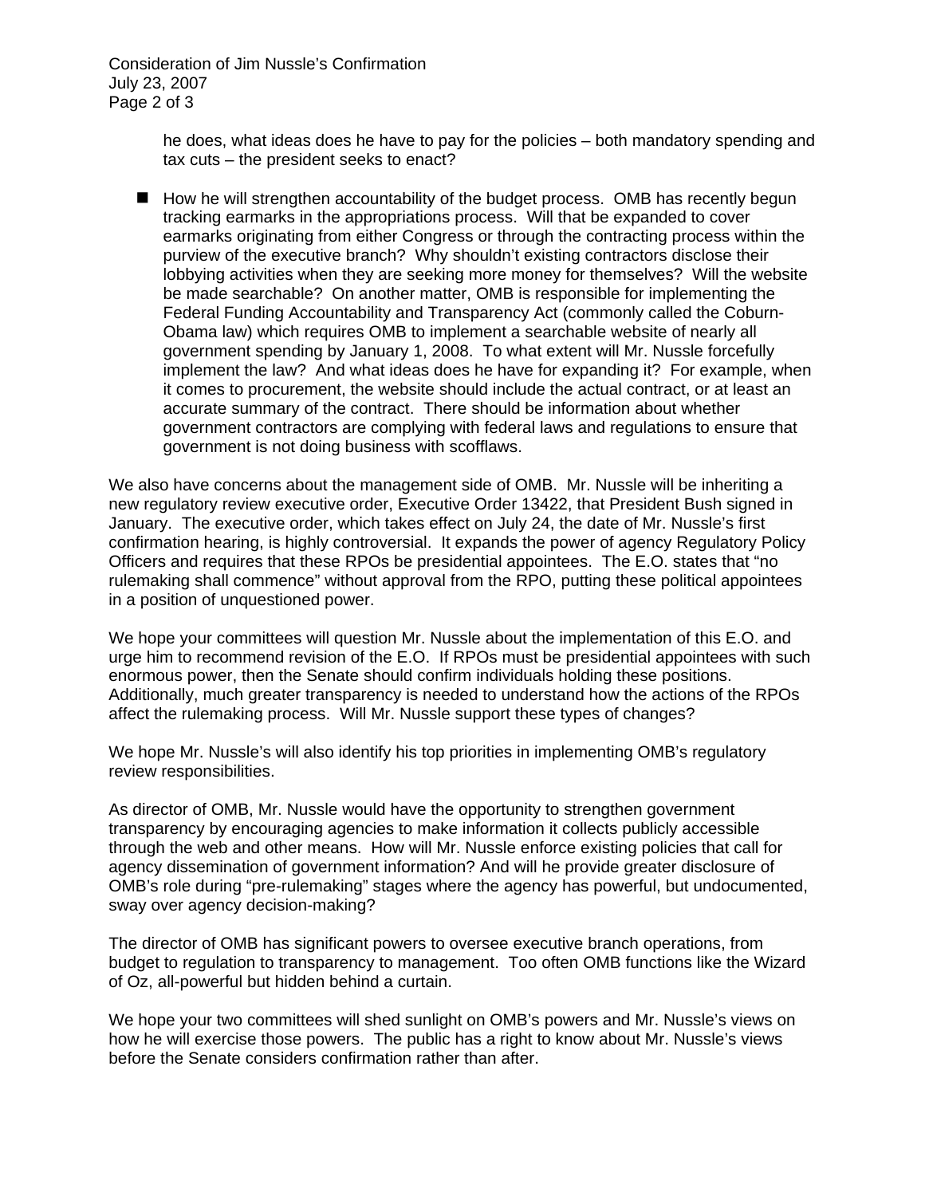he does, what ideas does he have to pay for the policies – both mandatory spending and tax cuts – the president seeks to enact?

- How he will strengthen accountability of the budget process. OMB has recently begun tracking earmarks in the appropriations process. Will that be expanded to cover earmarks originating from either Congress or through the contracting process within the purview of the executive branch? Why shouldn't existing contractors disclose their lobbying activities when they are seeking more money for themselves? Will the website be made searchable? On another matter, OMB is responsible for implementing the Federal Funding Accountability and Transparency Act (commonly called the Coburn-Obama law) which requires OMB to implement a searchable website of nearly all government spending by January 1, 2008. To what extent will Mr. Nussle forcefully implement the law? And what ideas does he have for expanding it? For example, when it comes to procurement, the website should include the actual contract, or at least an accurate summary of the contract. There should be information about whether government contractors are complying with federal laws and regulations to ensure that government is not doing business with scofflaws.

We also have concerns about the management side of OMB. Mr. Nussle will be inheriting a new regulatory review executive order, Executive Order 13422, that President Bush signed in January. The executive order, which takes effect on July 24, the date of Mr. Nussle's first confirmation hearing, is highly controversial. It expands the power of agency Regulatory Policy Officers and requires that these RPOs be presidential appointees. The E.O. states that "no rulemaking shall commence" without approval from the RPO, putting these political appointees in a position of unquestioned power.

We hope your committees will question Mr. Nussle about the implementation of this E.O. and urge him to recommend revision of the E.O. If RPOs must be presidential appointees with such enormous power, then the Senate should confirm individuals holding these positions. Additionally, much greater transparency is needed to understand how the actions of the RPOs affect the rulemaking process. Will Mr. Nussle support these types of changes?

We hope Mr. Nussle's will also identify his top priorities in implementing OMB's regulatory review responsibilities.

As director of OMB, Mr. Nussle would have the opportunity to strengthen government transparency by encouraging agencies to make information it collects publicly accessible through the web and other means. How will Mr. Nussle enforce existing policies that call for agency dissemination of government information? And will he provide greater disclosure of OMB's role during "pre-rulemaking" stages where the agency has powerful, but undocumented, sway over agency decision-making?

The director of OMB has significant powers to oversee executive branch operations, from budget to regulation to transparency to management. Too often OMB functions like the Wizard of Oz, all-powerful but hidden behind a curtain.

We hope your two committees will shed sunlight on OMB's powers and Mr. Nussle's views on how he will exercise those powers. The public has a right to know about Mr. Nussle's views before the Senate considers confirmation rather than after.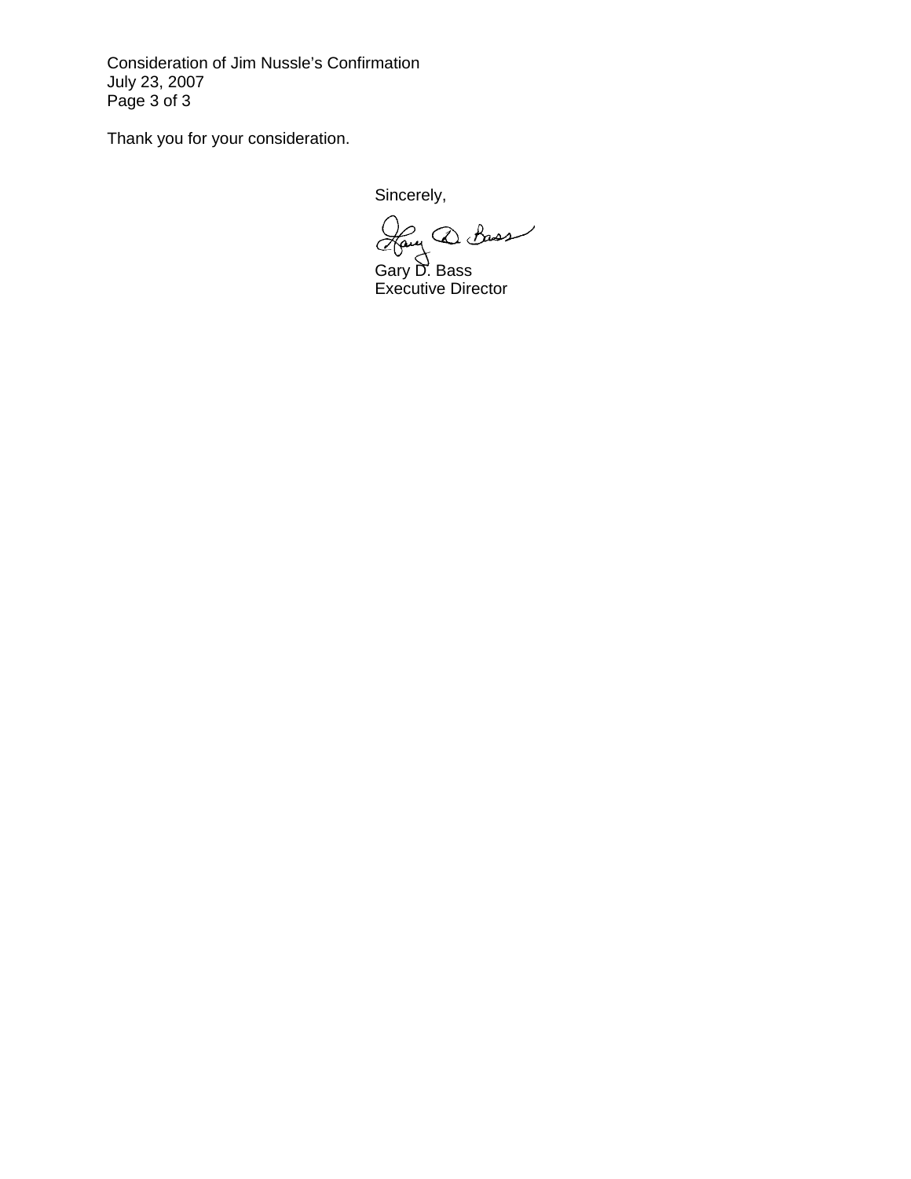Thank you for your consideration.

Sincerely,

Gary D. Bass
Executive Director